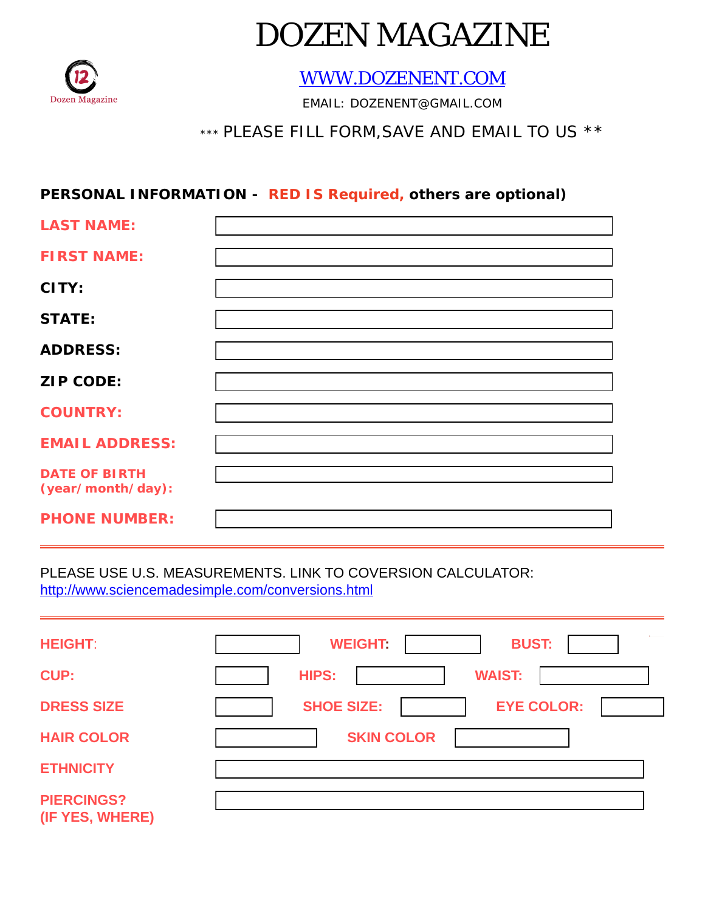# DOZEN MAGAZINE

Dozen Magazine

[WWW.DOZENENT.COM](http://www.dozenent.com)

EMAIL: DOZENENT@GMAIL.COM

*** PLEASE FILL FORM,SAVE AND EMAIL TO US **

**PERSONAL INFORMATION - RED IS Required, others are optional)**

| | |
|---|---|
| **LAST NAME:** | |
| **FIRST NAME:** | |
| **CITY:** | |
| **STATE:** | |
| **ADDRESS:** | |
| **ZIP CODE:** | |
| **COUNTRY:** | |
| **EMAIL ADDRESS:** | |
| **DATE OF BIRTH (year/month/day):** | |
| **PHONE NUMBER:** | |

---

PLEASE USE U.S. MEASUREMENTS. LINK TO COVERSION CALCULATOR:
http://www.sciencemadesimple.com/conversions.html

---

| | | | | | |
|---|---|---|---|---|---|
| **HEIGHT:** | | **WEIGHT:** | | **BUST:** | |
| **CUP:** | | **HIPS:** | | **WAIST:** | |
| **DRESS SIZE** | | **SHOE SIZE:** | | **EYE COLOR:** | |
| **HAIR COLOR** | | **SKIN COLOR** | | | |
| **ETHNICITY** | | | | | |
| **PIERCINGS? (IF YES, WHERE)** | | | | | |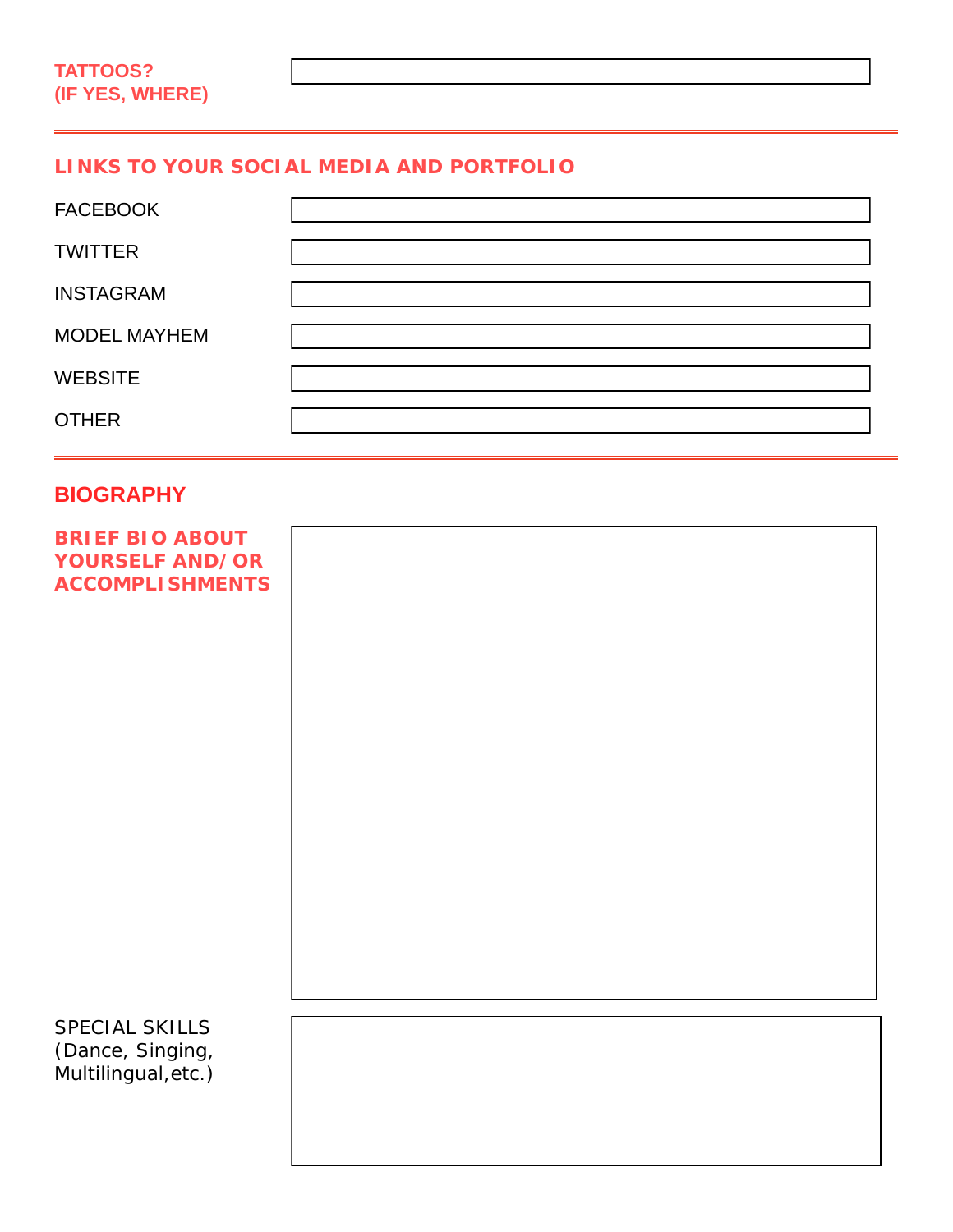**TATTOOS? (IF YES, WHERE)**

---

## LINKS TO YOUR SOCIAL MEDIA AND PORTFOLIO

| | |
|---|---|
| FACEBOOK | |
| TWITTER | |
| INSTAGRAM | |
| MODEL MAYHEM | |
| WEBSITE | |
| OTHER | |

---

## BIOGRAPHY

**BRIEF BIO ABOUT YOURSELF AND/OR ACCOMPLISHMENTS**

SPECIAL SKILLS (Dance, Singing, Multilingual,etc.)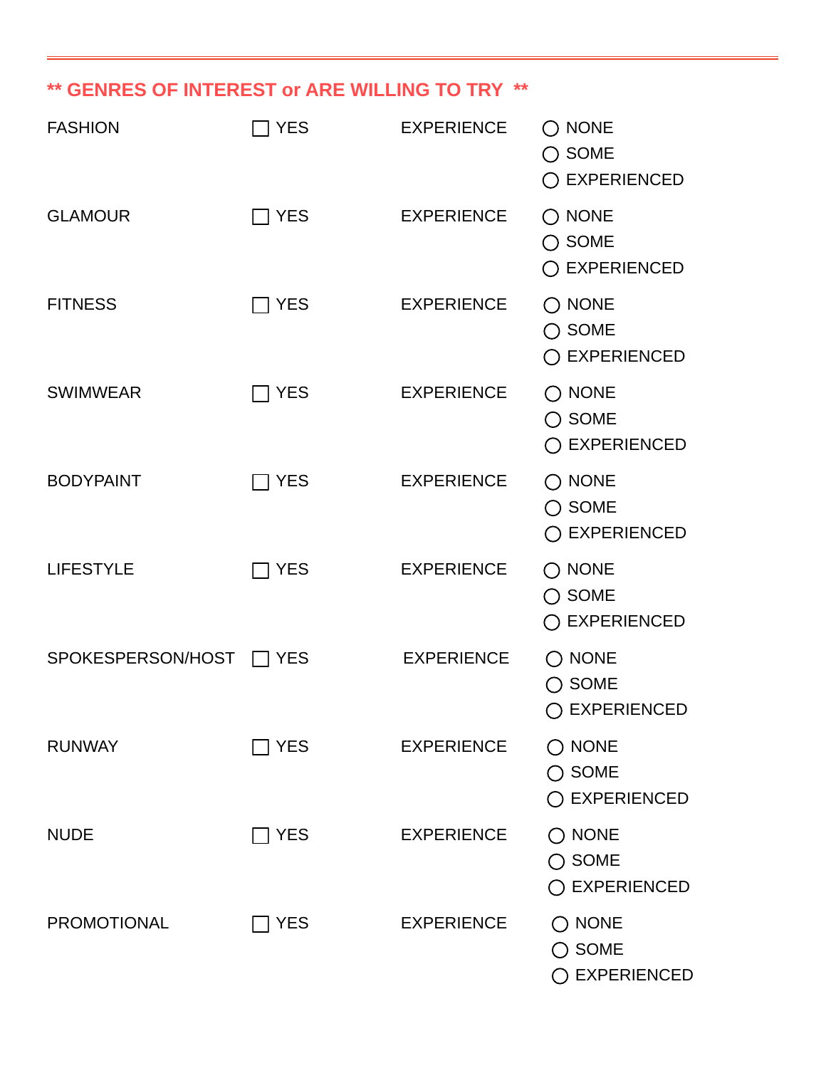## ** GENRES OF INTEREST or ARE WILLING TO TRY **

| | | | |
|---|---|---|---|
| FASHION | ☐ YES | EXPERIENCE | ○ NONE<br>○ SOME<br>○ EXPERIENCED |
| GLAMOUR | ☐ YES | EXPERIENCE | ○ NONE<br>○ SOME<br>○ EXPERIENCED |
| FITNESS | ☐ YES | EXPERIENCE | ○ NONE<br>○ SOME<br>○ EXPERIENCED |
| SWIMWEAR | ☐ YES | EXPERIENCE | ○ NONE<br>○ SOME<br>○ EXPERIENCED |
| BODYPAINT | ☐ YES | EXPERIENCE | ○ NONE<br>○ SOME<br>○ EXPERIENCED |
| LIFESTYLE | ☐ YES | EXPERIENCE | ○ NONE<br>○ SOME<br>○ EXPERIENCED |
| SPOKESPERSON/HOST | ☐ YES | EXPERIENCE | ○ NONE<br>○ SOME<br>○ EXPERIENCED |
| RUNWAY | ☐ YES | EXPERIENCE | ○ NONE<br>○ SOME<br>○ EXPERIENCED |
| NUDE | ☐ YES | EXPERIENCE | ○ NONE<br>○ SOME<br>○ EXPERIENCED |
| PROMOTIONAL | ☐ YES | EXPERIENCE | ○ NONE<br>○ SOME<br>○ EXPERIENCED |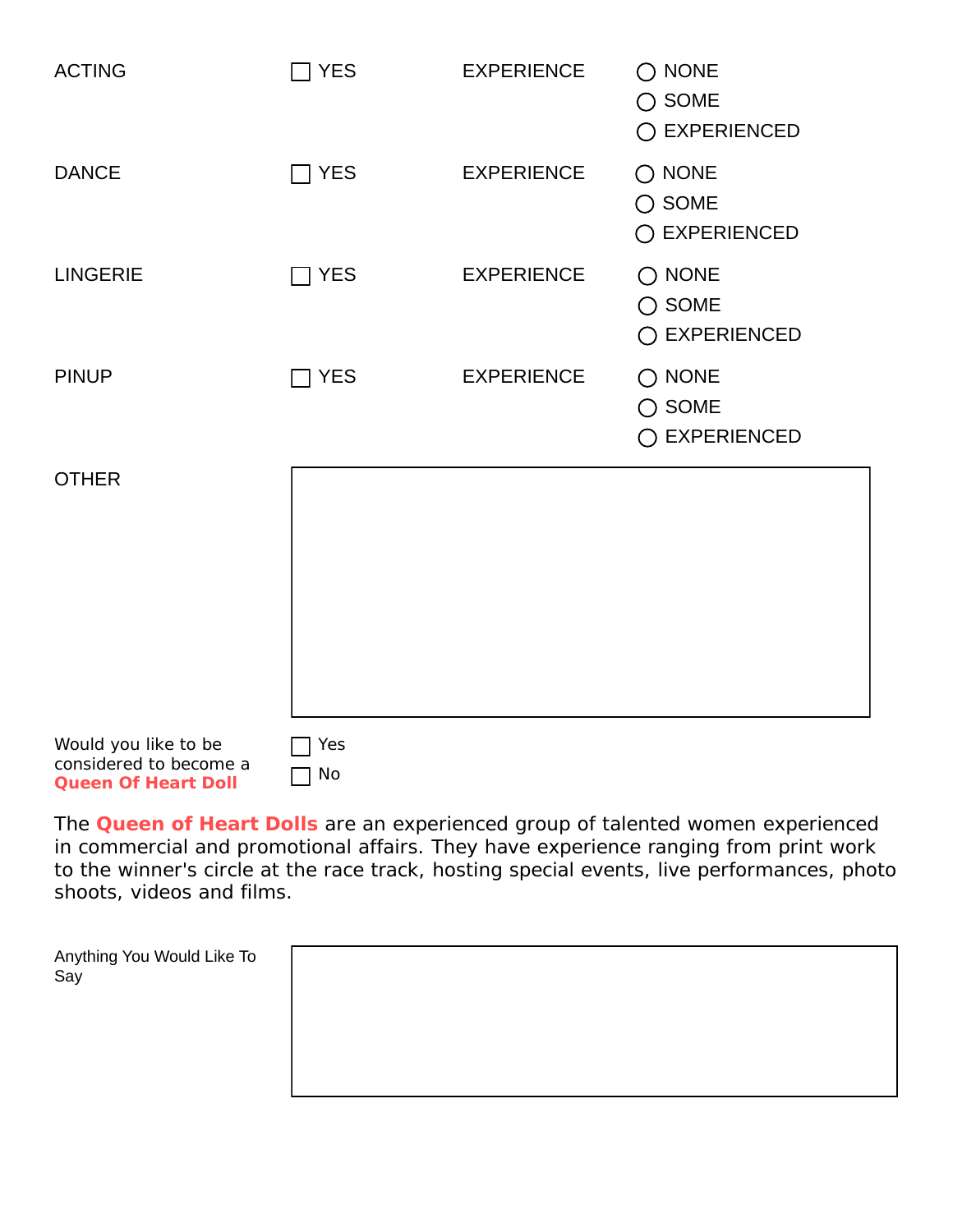| | | | |
|---|---|---|---|
| ACTING | ☐ YES | EXPERIENCE | ◯ NONE<br>◯ SOME<br>◯ EXPERIENCED |
| DANCE | ☐ YES | EXPERIENCE | ◯ NONE<br>◯ SOME<br>◯ EXPERIENCED |
| LINGERIE | ☐ YES | EXPERIENCE | ◯ NONE<br>◯ SOME<br>◯ EXPERIENCED |
| PINUP | ☐ YES | EXPERIENCE | ◯ NONE<br>◯ SOME<br>◯ EXPERIENCED |

OTHER

Would you like to be considered to become a **Queen Of Heart Doll**

☐ Yes
☐ No

The **Queen of Heart Dolls** are an experienced group of talented women experienced in commercial and promotional affairs. They have experience ranging from print work to the winner's circle at the race track, hosting special events, live performances, photo shoots, videos and films.

Anything You Would Like To Say